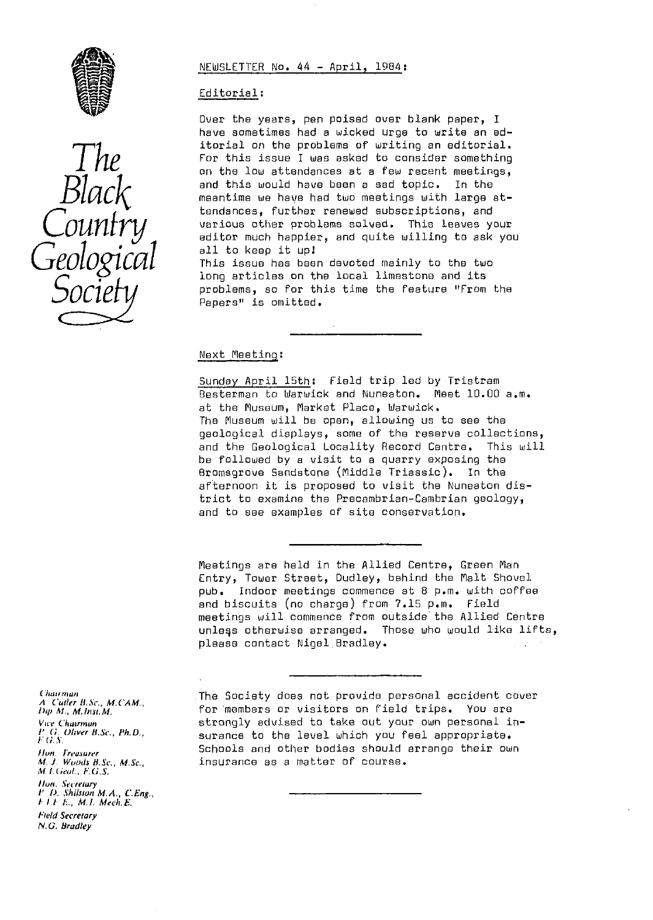# The Black Country Geological Society

NEWSLETTER No. 44 - April, 1984:

## Editorial:

Over the years, pen poised over blank paper, I have sometimes had a wicked urge to write an editorial on the problems of writing an editorial. For this issue I was asked to consider something on the low attendances at a few recent meetings, and this would have been a sad topic. In the meantime we have had two meetings with large attendances, further renewed subscriptions, and various other problems solved. This leaves your editor much happier, and quite willing to ask you all to keep it up!

This issue has been devoted mainly to the two long articles on the local limestone and its problems, so for this time the feature "From the Papers" is omitted.

---

## Next Meeting:

Sunday April 15th: Field trip led by Tristram Besterman to Warwick and Nuneaton. Meet 10.00 a.m. at the Museum, Market Place, Warwick.

The Museum will be open, allowing us to see the geological displays, some of the reserve collections, and the Geological Locality Record Centre. This will be followed by a visit to a quarry exposing the Bromsgrove Sandstone (Middle Triassic). In the afternoon it is proposed to visit the Nuneaton district to examine the Precambrian-Cambrian geology, and to see examples of site conservation.

---

Meetings are held in the Allied Centre, Green Man Entry, Tower Street, Dudley, behind the Malt Shovel pub. Indoor meetings commence at 8 p.m. with coffee and biscuits (no charge) from 7.15 p.m. Field meetings will commence from outside the Allied Centre unless otherwise arranged. Those who would like lifts, please contact Nigel Bradley.

---

The Society does not provide personal accident cover for members or visitors on field trips. You are strongly advised to take out your own personal insurance to the level which you feel appropriate. Schools and other bodies should arrange their own insurance as a matter of course.

---

*Chairman*
A. Cutler B.Sc., M.CAM., Dip M., M.Inst.M.

*Vice Chairman*
P. G. Oliver B.Sc., Ph.D., F.G.S.

*Hon. Treasurer*
M. J. Woods B.Sc., M.Sc., M.I.Geol., F.G.S.

*Hon. Secretary*
P. D. Shilston M.A., C.Eng., F.I.E.E., M.I. Mech.E.

*Field Secretary*
N.G. Bradley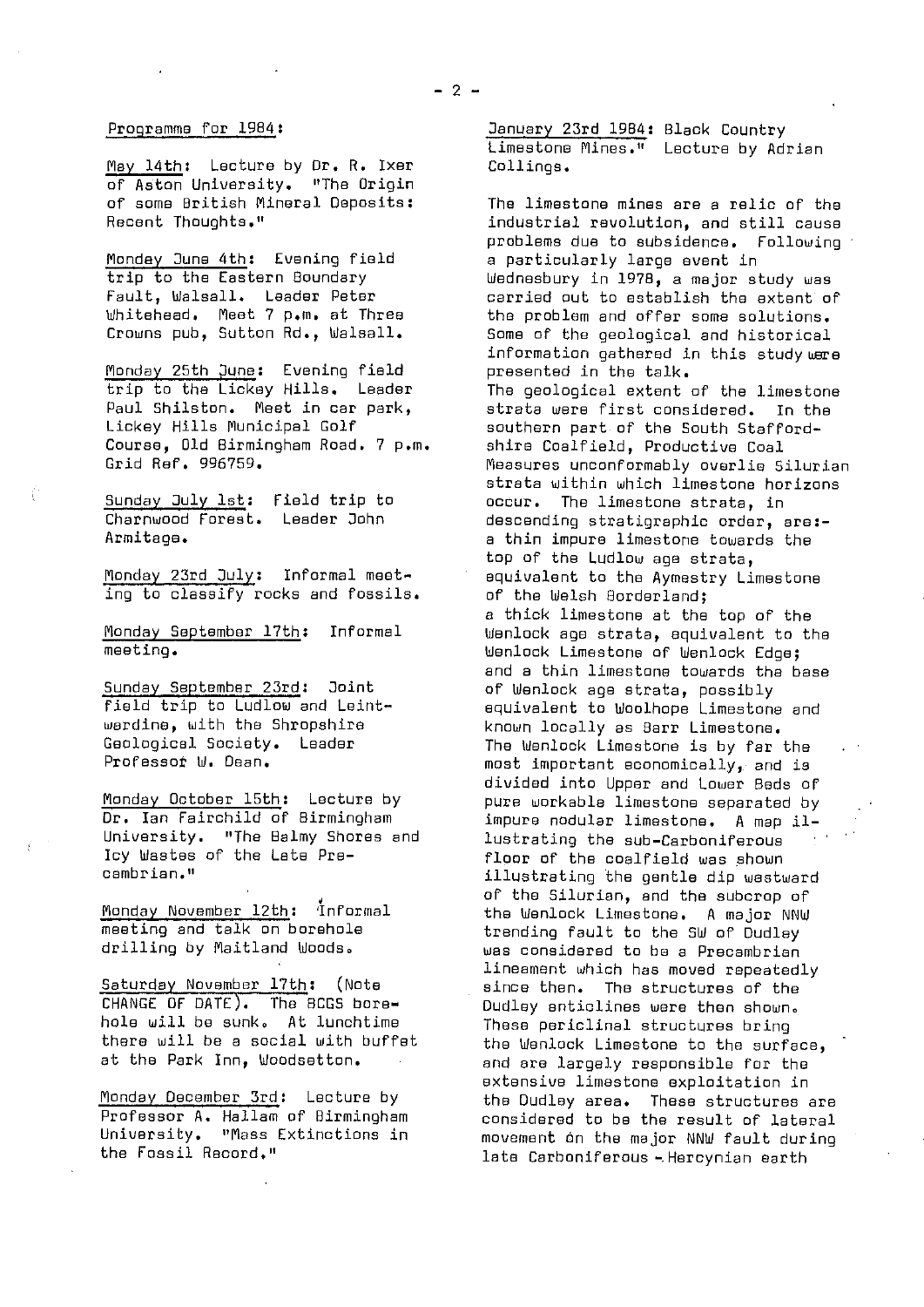Programme for 1984:

May 14th: Lecture by Dr. R. Ixer of Aston University. "The Origin of some British Mineral Deposits: Recent Thoughts."

Monday June 4th: Evening field trip to the Eastern Boundary Fault, Walsall. Leader Peter Whitehead. Meet 7 p.m. at Three Crowns pub, Sutton Rd., Walsall.

Monday 25th June: Evening field trip to the Lickey Hills. Leader Paul Shilston. Meet in car park, Lickey Hills Municipal Golf Course, Old Birmingham Road. 7 p.m. Grid Ref. 996759.

Sunday July 1st: Field trip to Charnwood Forest. Leader John Armitage.

Monday 23rd July: Informal meeting to classify rocks and fossils.

Monday September 17th: Informal meeting.

Sunday September 23rd: Joint field trip to Ludlow and Leintwardine, with the Shropshire Geological Society. Leader Professor W. Dean.

Monday October 15th: Lecture by Dr. Ian Fairchild of Birmingham University. "The Balmy Shores and Icy Wastes of the Late Precambrian."

Monday November 12th: Informal meeting and talk on borehole drilling by Maitland Woods.

Saturday November 17th: (Note CHANGE OF DATE). The BCGS borehole will be sunk. At lunchtime there will be a social with buffet at the Park Inn, Woodsetton.

Monday December 3rd: Lecture by Professor A. Hallam of Birmingham University. "Mass Extinctions in the Fossil Record."

January 23rd 1984: Black Country Limestone Mines." Lecture by Adrian Collings.

The limestone mines are a relic of the industrial revolution, and still cause problems due to subsidence. Following a particularly large event in Wednesbury in 1978, a major study was carried out to establish the extent of the problem and offer some solutions. Some of the geological and historical information gathered in this study were presented in the talk.
The geological extent of the limestone strata were first considered. In the southern part of the South Staffordshire Coalfield, Productive Coal Measures unconformably overlie Silurian strata within which limestone horizons occur. The limestone strata, in descending stratigraphic order, are:-
a thin impure limestone towards the top of the Ludlow age strata, equivalent to the Aymestry Limestone of the Welsh Borderland;
a thick limestone at the top of the Wenlock age strata, equivalent to the Wenlock Limestone of Wenlock Edge;
and a thin limestone towards the base of Wenlock age strata, possibly equivalent to Woolhope Limestone and known locally as Barr Limestone.
The Wenlock Limestone is by far the most important economically, and is divided into Upper and Lower Beds of pure workable limestone separated by impure nodular limestone. A map illustrating the sub-Carboniferous floor of the coalfield was shown illustrating the gentle dip westward of the Silurian, and the subcrop of the Wenlock Limestone. A major NNW trending fault to the SW of Dudley was considered to be a Precambrian lineament which has moved repeatedly since then. The structures of the Dudley anticlines were then shown. These periclinal structures bring the Wenlock Limestone to the surface, and are largely responsible for the extensive limestone exploitation in the Dudley area. These structures are considered to be the result of lateral movement on the major NNW fault during late Carboniferous - Hercynian earth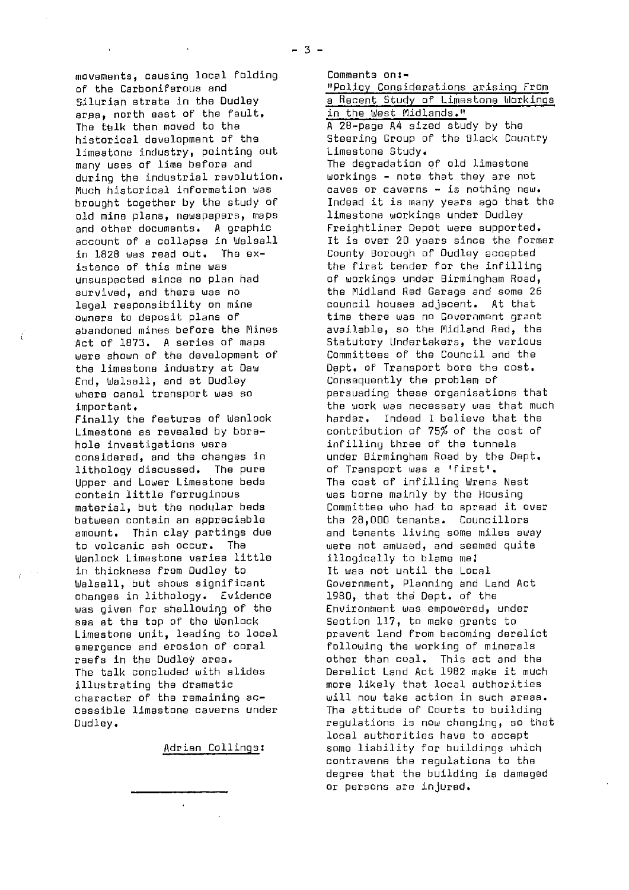movements, causing local folding of the Carboniferous and Silurian strata in the Dudley area, north east of the fault. The talk then moved to the historical development of the limestone industry, pointing out many uses of lime before and during the industrial revolution. Much historical information was brought together by the study of old mine plans, newspapers, maps and other documents. A graphic account of a collapse in Walsall in 1828 was read out. The existence of this mine was unsuspected since no plan had survived, and there was no legal responsibility on mine owners to deposit plans of abandoned mines before the Mines Act of 1873. A series of maps were shown of the development of the limestone industry at Daw End, Walsall, and at Dudley where canal transport was so important.

Finally the features of Wenlock Limestone as revealed by borehole investigations were considered, and the changes in lithology discussed. The pure Upper and Lower Limestone beds contain little ferruginous material, but the nodular beds between contain an appreciable amount. Thin clay partings due to volcanic ash occur. The Wenlock Limestone varies little in thickness from Dudley to Walsall, but shows significant changes in lithology. Evidence was given for shallowing of the sea at the top of the Wenlock Limestone unit, leading to local emergence and erosion of coral reefs in the Dudley area.

The talk concluded with slides illustrating the dramatic character of the remaining accessible limestone caverns under Dudley.

<u>Adrian Collings:</u>

---

Comments on:-

<u>"Policy Considerations arising from a Recent Study of Limestone Workings in the West Midlands."</u>

A 28-page A4 sized study by the Steering Group of the Black Country Limestone Study.

The degradation of old limestone workings - note that they are not caves or caverns - is nothing new. Indeed it is many years ago that the limestone workings under Dudley Freightliner Depot were supported. It is over 20 years since the former County Borough of Dudley accepted the first tender for the infilling of workings under Birmingham Road, the Midland Red Garage and some 26 council houses adjacent. At that time there was no Government grant available, so the Midland Red, the Statutory Undertakers, the various Committees of the Council and the Dept. of Transport bore the cost. Consequently the problem of persuading these organisations that the work was necessary was that much harder. Indeed I believe that the contribution of 75% of the cost of infilling three of the tunnels under Birmingham Road by the Dept. of Transport was a 'first'.

The cost of infilling Wrens Nest was borne mainly by the Housing Committee who had to spread it over the 28,000 tenants. Councillors and tenants living some miles away were not amused, and seemed quite illogically to blame me!

It was not until the Local Government, Planning and Land Act 1980, that the Dept. of the Environment was empowered, under Section 117, to make grants to prevent land from becoming derelict following the working of minerals other than coal. This act and the Derelict Land Act 1982 make it much more likely that local authorities will now take action in such areas. The attitude of Courts to building regulations is now changing, so that local authorities have to accept some liability for buildings which contravene the regulations to the degree that the building is damaged or persons are injured.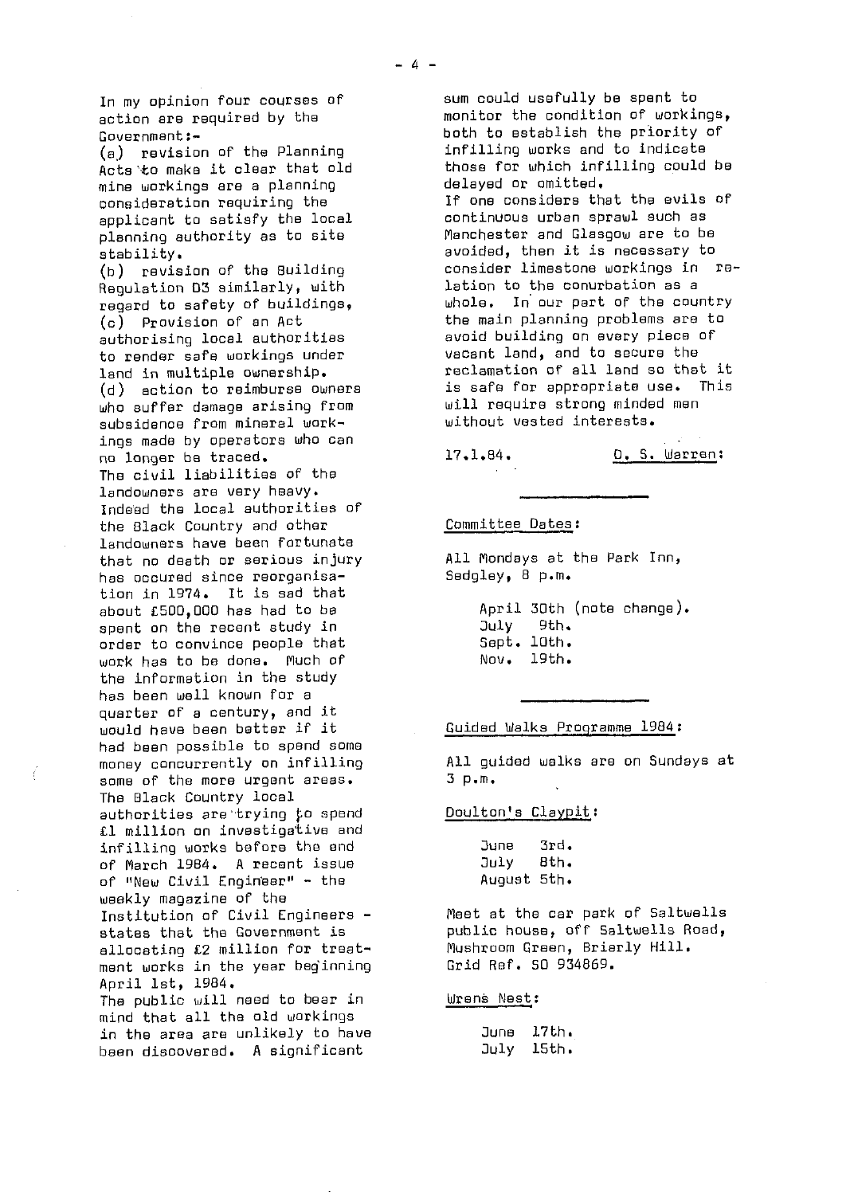In my opinion four courses of action are required by the Government:-

(a) revision of the Planning Acts to make it clear that old mine workings are a planning consideration requiring the applicant to satisfy the local planning authority as to site stability.

(b) revision of the Building Regulation D3 similarly, with regard to safety of buildings,

(c) Provision of an Act authorising local authorities to render safe workings under land in multiple ownership.

(d) action to reimburse owners who suffer damage arising from subsidence from mineral workings made by operators who can no longer be traced.

The civil liabilities of the landowners are very heavy. Indeed the local authorities of the Black Country and other landowners have been fortunate that no death or serious injury has occured since reorganisation in 1974. It is sad that about £500,000 has had to be spent on the recent study in order to convince people that work has to be done. Much of the information in the study has been well known for a quarter of a century, and it would have been better if it had been possible to spend some money concurrently on infilling some of the more urgent areas. The Black Country local authorities are trying to spend £1 million on investigative and infilling works before the end of March 1984. A recent issue of "New Civil Engineer" - the weekly magazine of the Institution of Civil Engineers - states that the Government is allocating £2 million for treatment works in the year beginning April 1st, 1984.

The public will need to bear in mind that all the old workings in the area are unlikely to have been discovered. A significant sum could usefully be spent to monitor the condition of workings, both to establish the priority of infilling works and to indicate those for which infilling could be delayed or omitted.

If one considers that the evils of continuous urban sprawl such as Manchester and Glasgow are to be avoided, then it is necessary to consider limestone workings in relation to the conurbation as a whole. In our part of the country the main planning problems are to avoid building on every piece of vacant land, and to secure the reclamation of all land so that it is safe for appropriate use. This will require strong minded men without vested interests.

17.1.84. D. S. Warren:

---

## Committee Dates:

All Mondays at the Park Inn, Sedgley, 8 p.m.

April 30th (note change).
July 9th.
Sept. 10th.
Nov. 19th.

---

## Guided Walks Programme 1984:

All guided walks are on Sundays at 3 p.m.

Doulton's Claypit:

June 3rd.
July 8th.
August 5th.

Meet at the car park of Saltwells public house, off Saltwells Road, Mushroom Green, Brierly Hill. Grid Ref. SO 934869.

Wrens Nest:

June 17th.
July 15th.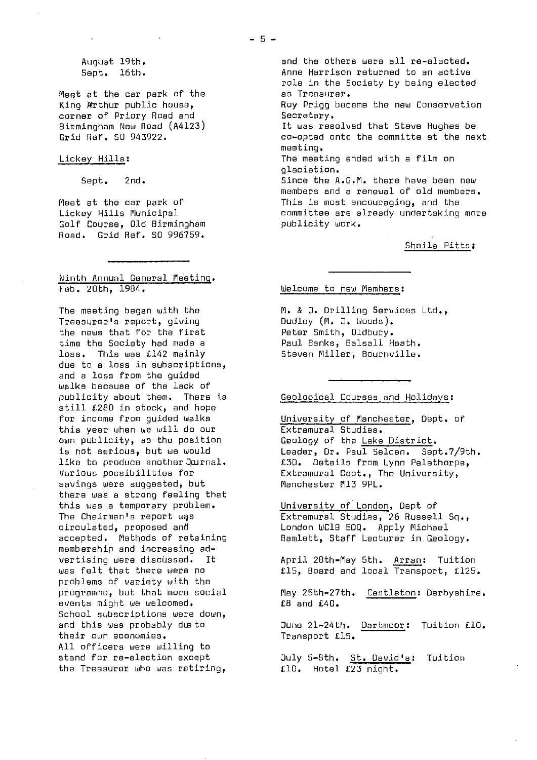August 19th.
Sept. 16th.

Meet at the car park of the King Arthur public house, corner of Priory Road and Birmingham New Road (A4123) Grid Ref. SO 943922.

Lickey Hills:

Sept. 2nd.

Meet at the car park of Lickey Hills Municipal Golf Course, Old Birmingham Road. Grid Ref. SO 996759.

---

## Ninth Annual General Meeting.
### Feb. 20th, 1984.

The meeting began with the Treasurer's report, giving the news that for the first time the Society had made a loss. This was £142 mainly due to a loss in subscriptions, and a loss from the guided walks because of the lack of publicity about them. There is still £280 in stock, and hope for income from guided walks this year when we will do our own publicity, so the position is not serious, but we would like to produce another Journal. Various possibilities for savings were suggested, but there was a strong feeling that this was a temporary problem.
The Chairman's report was circulated, proposed and accepted. Methods of retaining membership and increasing advertising were discussed. It was felt that there were no problems of variety with the programme, but that more social events might we welcomed.
School subscriptions were down, and this was probably due to their own economies.
All officers were willing to stand for re-election except the Treasurer who was retiring, and the others were all re-elected.
Anne Harrison returned to an active role in the Society by being elected as Treasurer.
Roy Prigg became the new Conservation Secretary.
It was resolved that Steve Hughes be co-opted onto the committe at the next meeting.
The meeting ended with a film on glaciation.
Since the A.G.M. there have been new members and a renewal of old members. This is most encouraging, and the committee are already undertaking more publicity work.

Sheila Pitts.

---

## Welcome to new Members:

M. & J. Drilling Services Ltd., Dudley (M. J. Woods).
Peter Smith, Oldbury.
Paul Banks, Balsall Heath.
Steven Miller, Bournville.

---

## Geological Courses and Holidays:

University of Manchester, Dept. of Extramural Studies.
Geology of the Lake District.
Leader, Dr. Paul Selden. Sept.7/9th. £30. Details from Lynn Palethorpe, Extramural Dept., The University, Manchester M13 9PL.

University of London, Dept of Extramural Studies, 26 Russell Sq., London WC1B 5DQ. Apply Michael Bamlett, Staff Lecturer in Geology.

April 28th-May 5th. Arran: Tuition £15, Board and local Transport, £125.

May 25th-27th. Castleton: Derbyshire. £8 and £40.

June 21-24th. Dartmoor: Tuition £10. Transport £15.

July 5-8th. St. David's: Tuition £10. Hotel £23 night.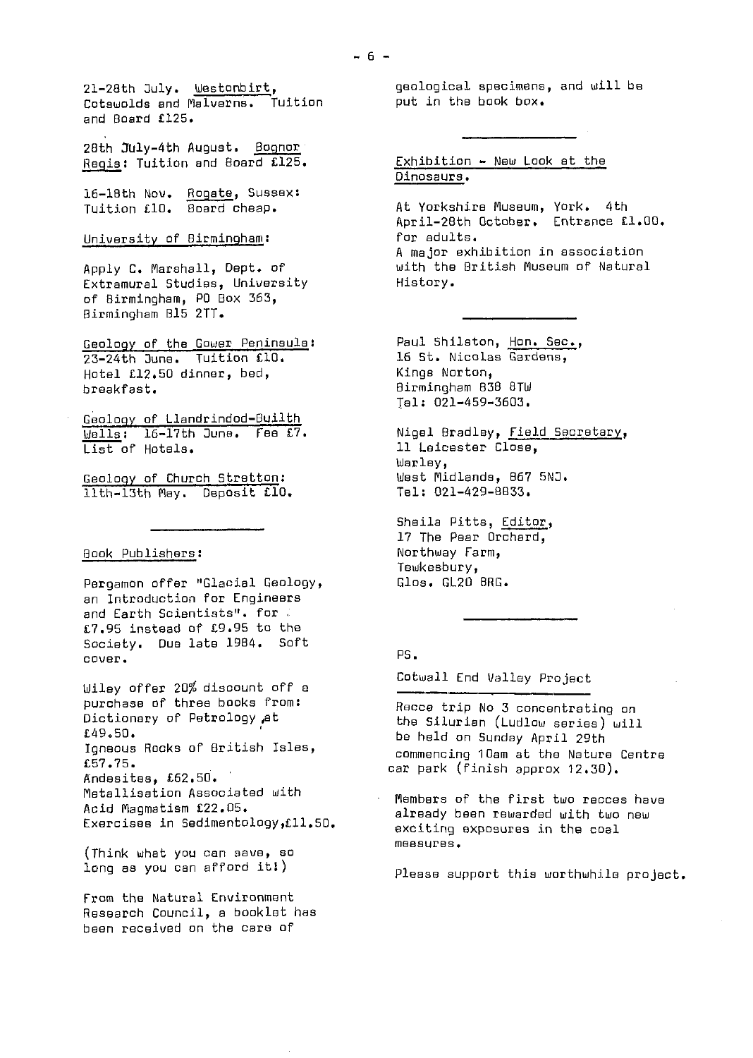21-28th July. Westonbirt, Cotswolds and Malverns. Tuition and Board £125.

28th July-4th August. Bognor Regis: Tuition and Board £125.

16-18th Nov. Rogate, Sussex: Tuition £10. Board cheap.

University of Birmingham:

Apply C. Marshall, Dept. of Extramural Studies, University of Birmingham, PO Box 363, Birmingham B15 2TT.

Geology of the Gower Peninsula: 23-24th June. Tuition £10. Hotel £12.50 dinner, bed, breakfast.

Geology of Llandrindod-Builth Wells: 16-17th June. Fee £7. List of Hotels.

Geology of Church Stretton: 11th-13th May. Deposit £10.

---

Book Publishers:

Pergamon offer "Glacial Geology, an Introduction for Engineers and Earth Scientists". for £7.95 instead of £9.95 to the Society. Due late 1984. Soft cover.

Wiley offer 20% discount off a purchase of three books from:
Dictionary of Petrology at £49.50.
Igneous Rocks of British Isles, £57.75.
Andesites, £62.50.
Metallisation Associated with Acid Magmatism £22.05.
Exercises in Sedimentology, £11.50.

(Think what you can save, so long as you can afford it!)

From the Natural Environment Research Council, a booklet has been received on the care of geological specimens, and will be put in the book box.

---

Exhibition - New Look at the Dinosaurs.

At Yorkshire Museum, York. 4th April-28th October. Entrance £1.00. for adults.
A major exhibition in association with the British Museum of Natural History.

---

Paul Shilston, Hon. Sec.,
16 St. Nicolas Gardens,
Kings Norton,
Birmingham B38 8TW
Tel: 021-459-3603.

Nigel Bradley, Field Secretary,
11 Leicester Close,
Warley,
West Midlands, B67 5NJ.
Tel: 021-429-8833.

Sheila Pitts, Editor,
17 The Pear Orchard,
Northway Farm,
Tewkesbury,
Glos. GL20 8RG.

---

PS.

Cotwall End Valley Project

Recce trip No 3 concentrating on the Silurian (Ludlow series) will be held on Sunday April 29th commencing 10am at the Nature Centre car park (finish approx 12.30).

Members of the first two recces have already been rewarded with two new exciting exposures in the coal measures.

Please support this worthwhile project.